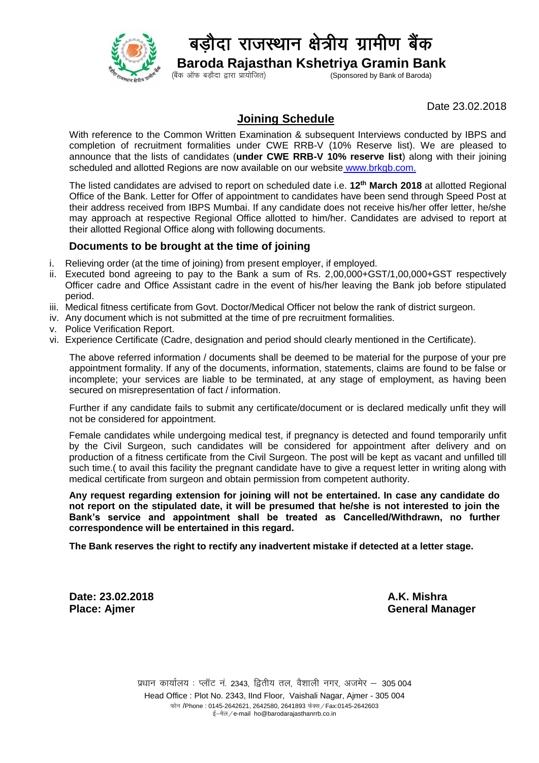# बड़ौदा राजस्थान क्षेत्रीय ग्रामीण बैंक

## Baroda Rajasthan Kshetriya Gramin Bank

(बैंक ऑफ बड़ौदा द्वारा प्रायोजित) (Sponsored by Bank of Baroda)

Date 23.02.2018

## Joining Schedule

With reference to the Common Written Examination & subsequent Interviews conducted by IBPS and completion of recruitment formalities under CWE RRB-V (10% Reserve list). We are pleased to announce that the lists of candidates (**under CWE RRB-V 10% reserve list**) along with their joining scheduled and allotted Regions are now available on our website www.brkgb.com.

The listed candidates are advised to report on scheduled date i.e. **12th March 2018** at allotted Regional Office of the Bank. Letter for Offer of appointment to candidates have been send through Speed Post at their address received from IBPS Mumbai. If any candidate does not receive his/her offer letter, he/she may approach at respective Regional Office allotted to him/her. Candidates are advised to report at their allotted Regional Office along with following documents.

### Documents to be brought at the time of joining

i. Relieving order (at the time of joining) from present employer, if employed.
ii. Executed bond agreeing to pay to the Bank a sum of Rs. 2,00,000+GST/1,00,000+GST respectively Officer cadre and Office Assistant cadre in the event of his/her leaving the Bank job before stipulated period.
iii. Medical fitness certificate from Govt. Doctor/Medical Officer not below the rank of district surgeon.
iv. Any document which is not submitted at the time of pre recruitment formalities.
v. Police Verification Report.
vi. Experience Certificate (Cadre, designation and period should clearly mentioned in the Certificate).

The above referred information / documents shall be deemed to be material for the purpose of your pre appointment formality. If any of the documents, information, statements, claims are found to be false or incomplete; your services are liable to be terminated, at any stage of employment, as having been secured on misrepresentation of fact / information.

Further if any candidate fails to submit any certificate/document or is declared medically unfit they will not be considered for appointment.

Female candidates while undergoing medical test, if pregnancy is detected and found temporarily unfit by the Civil Surgeon, such candidates will be considered for appointment after delivery and on production of a fitness certificate from the Civil Surgeon. The post will be kept as vacant and unfilled till such time.( to avail this facility the pregnant candidate have to give a request letter in writing along with medical certificate from surgeon and obtain permission from competent authority.

**Any request regarding extension for joining will not be entertained. In case any candidate do not report on the stipulated date, it will be presumed that he/she is not interested to join the Bank's service and appointment shall be treated as Cancelled/Withdrawn, no further correspondence will be entertained in this regard.**

**The Bank reserves the right to rectify any inadvertent mistake if detected at a letter stage.**

**Date: 23.02.2018**
**Place: Ajmer**

**A.K. Mishra**
**General Manager**

प्रधान कार्यालय : प्लॉट नं. 2343, द्वितीय तल, वैशाली नगर, अजमेर – 305 004
Head Office : Plot No. 2343, IInd Floor, Vaishali Nagar, Ajmer - 305 004
फोन /Phone : 0145-2642621, 2642580, 2641893 फेक्स / Fax:0145-2642603
ई–मेल / e-mail ho@barodarajasthanrrb.co.in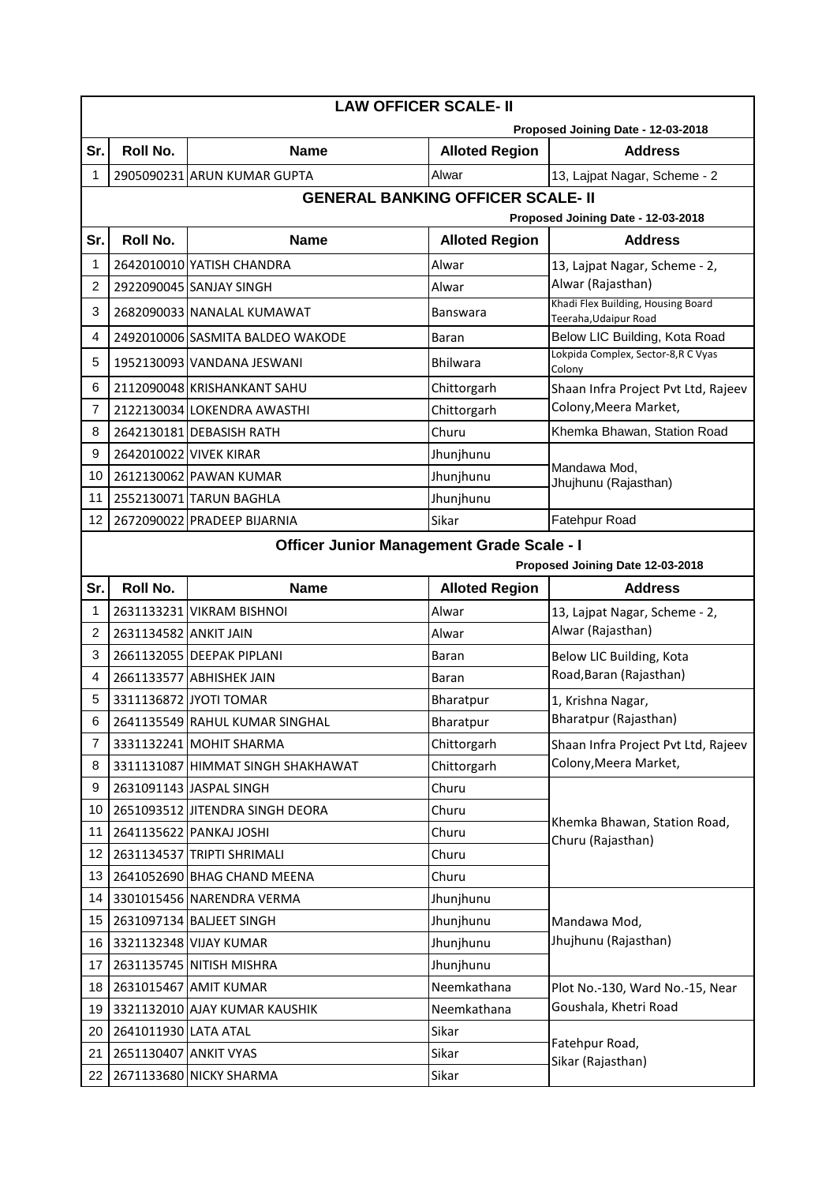## LAW OFFICER SCALE- II

**Proposed Joining Date - 12-03-2018**

| Sr. | Roll No. | Name | Alloted Region | Address |
|---|---|---|---|---|
| 1 | 2905090231 | ARUN KUMAR GUPTA | Alwar | 13, Lajpat Nagar, Scheme - 2 |

## GENERAL BANKING OFFICER SCALE- II

**Proposed Joining Date - 12-03-2018**

| Sr. | Roll No. | Name | Alloted Region | Address |
|---|---|---|---|---|
| 1 | 2642010010 | YATISH CHANDRA | Alwar | 13, Lajpat Nagar, Scheme - 2, Alwar (Rajasthan) |
| 2 | 2922090045 | SANJAY SINGH | Alwar | |
| 3 | 2682090033 | NANALAL KUMAWAT | Banswara | Khadi Flex Building, Housing Board Teeraha,Udaipur Road |
| 4 | 2492010006 | SASMITA BALDEO WAKODE | Baran | Below LIC Building, Kota Road |
| 5 | 1952130093 | VANDANA JESWANI | Bhilwara | Lokpida Complex, Sector-8,R C Vyas Colony |
| 6 | 2112090048 | KRISHANKANT SAHU | Chittorgarh | Shaan Infra Project Pvt Ltd, Rajeev Colony,Meera Market, |
| 7 | 2122130034 | LOKENDRA AWASTHI | Chittorgarh | |
| 8 | 2642130181 | DEBASISH RATH | Churu | Khemka Bhawan, Station Road |
| 9 | 2642010022 | VIVEK KIRAR | Jhunjhunu | Mandawa Mod, Jhujhunu (Rajasthan) |
| 10 | 2612130062 | PAWAN KUMAR | Jhunjhunu | |
| 11 | 2552130071 | TARUN BAGHLA | Jhunjhunu | |
| 12 | 2672090022 | PRADEEP BIJARNIA | Sikar | Fatehpur Road |

## Officer Junior Management Grade Scale - I

**Proposed Joining Date 12-03-2018**

| Sr. | Roll No. | Name | Alloted Region | Address |
|---|---|---|---|---|
| 1 | 2631133231 | VIKRAM BISHNOI | Alwar | 13, Lajpat Nagar, Scheme - 2, Alwar (Rajasthan) |
| 2 | 2631134582 | ANKIT JAIN | Alwar | |
| 3 | 2661132055 | DEEPAK PIPLANI | Baran | Below LIC Building, Kota Road,Baran (Rajasthan) |
| 4 | 2661133577 | ABHISHEK JAIN | Baran | |
| 5 | 3311136872 | JYOTI TOMAR | Bharatpur | 1, Krishna Nagar, Bharatpur (Rajasthan) |
| 6 | 2641135549 | RAHUL KUMAR SINGHAL | Bharatpur | |
| 7 | 3331132241 | MOHIT SHARMA | Chittorgarh | Shaan Infra Project Pvt Ltd, Rajeev Colony,Meera Market, |
| 8 | 3311131087 | HIMMAT SINGH SHAKHAWAT | Chittorgarh | |
| 9 | 2631091143 | JASPAL SINGH | Churu | Khemka Bhawan, Station Road, Churu (Rajasthan) |
| 10 | 2651093512 | JITENDRA SINGH DEORA | Churu | |
| 11 | 2641135622 | PANKAJ JOSHI | Churu | |
| 12 | 2631134537 | TRIPTI SHRIMALI | Churu | |
| 13 | 2641052690 | BHAG CHAND MEENA | Churu | |
| 14 | 3301015456 | NARENDRA VERMA | Jhunjhunu | Mandawa Mod, Jhujhunu (Rajasthan) |
| 15 | 2631097134 | BALJEET SINGH | Jhunjhunu | |
| 16 | 3321132348 | VIJAY KUMAR | Jhunjhunu | |
| 17 | 2631135745 | NITISH MISHRA | Jhunjhunu | |
| 18 | 2631015467 | AMIT KUMAR | Neemkathana | Plot No.-130, Ward No.-15, Near Goushala, Khetri Road |
| 19 | 3321132010 | AJAY KUMAR KAUSHIK | Neemkathana | |
| 20 | 2641011930 | LATA ATAL | Sikar | Fatehpur Road, Sikar (Rajasthan) |
| 21 | 2651130407 | ANKIT VYAS | Sikar | |
| 22 | 2671133680 | NICKY SHARMA | Sikar | |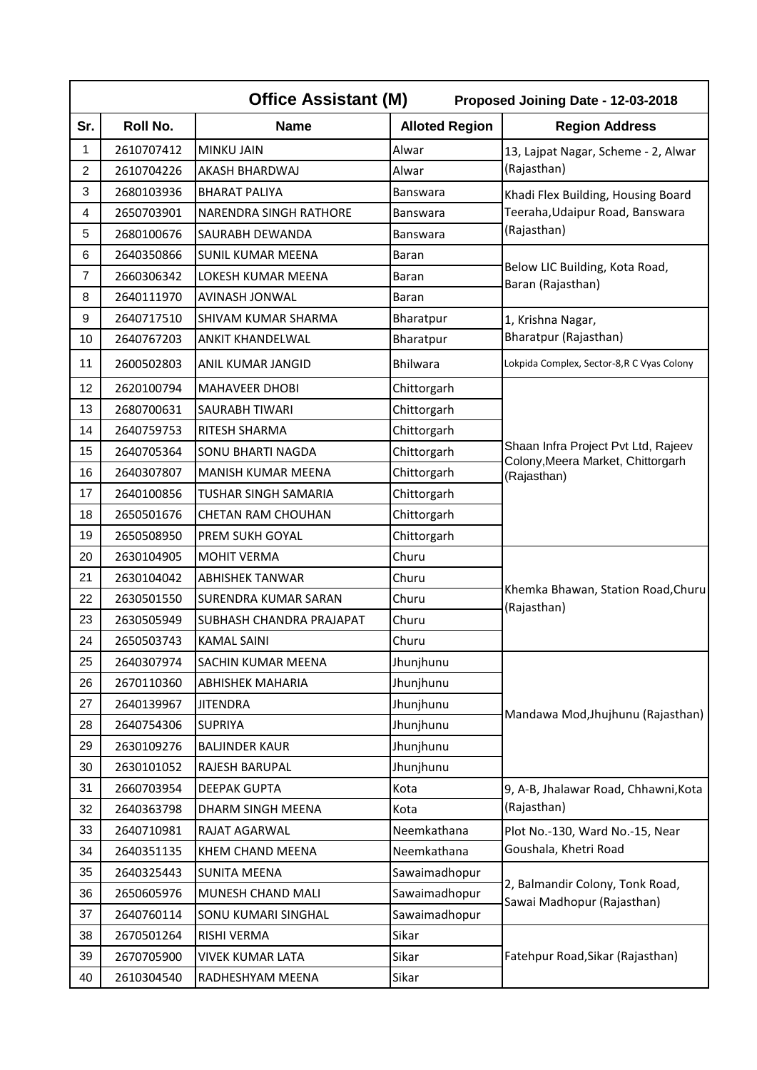| Office Assistant (M) | | | | Proposed Joining Date - 12-03-2018 |
|---|---|---|---|---|
| **Sr.** | **Roll No.** | **Name** | **Alloted Region** | **Region Address** |
| 1 | 2610707412 | MINKU JAIN | Alwar | 13, Lajpat Nagar, Scheme - 2, Alwar (Rajasthan) |
| 2 | 2610704226 | AKASH BHARDWAJ | Alwar | |
| 3 | 2680103936 | BHARAT PALIYA | Banswara | Khadi Flex Building, Housing Board Teeraha,Udaipur Road, Banswara (Rajasthan) |
| 4 | 2650703901 | NARENDRA SINGH RATHORE | Banswara | |
| 5 | 2680100676 | SAURABH DEWANDA | Banswara | |
| 6 | 2640350866 | SUNIL KUMAR MEENA | Baran | Below LIC Building, Kota Road, Baran (Rajasthan) |
| 7 | 2660306342 | LOKESH KUMAR MEENA | Baran | |
| 8 | 2640111970 | AVINASH JONWAL | Baran | |
| 9 | 2640717510 | SHIVAM KUMAR SHARMA | Bharatpur | 1, Krishna Nagar, Bharatpur (Rajasthan) |
| 10 | 2640767203 | ANKIT KHANDELWAL | Bharatpur | |
| 11 | 2600502803 | ANIL KUMAR JANGID | Bhilwara | Lokpida Complex, Sector-8,R C Vyas Colony |
| 12 | 2620100794 | MAHAVEER DHOBI | Chittorgarh | Shaan Infra Project Pvt Ltd, Rajeev Colony,Meera Market, Chittorgarh (Rajasthan) |
| 13 | 2680700631 | SAURABH TIWARI | Chittorgarh | |
| 14 | 2640759753 | RITESH SHARMA | Chittorgarh | |
| 15 | 2640705364 | SONU BHARTI NAGDA | Chittorgarh | |
| 16 | 2640307807 | MANISH KUMAR MEENA | Chittorgarh | |
| 17 | 2640100856 | TUSHAR SINGH SAMARIA | Chittorgarh | |
| 18 | 2650501676 | CHETAN RAM CHOUHAN | Chittorgarh | |
| 19 | 2650508950 | PREM SUKH GOYAL | Chittorgarh | |
| 20 | 2630104905 | MOHIT VERMA | Churu | Khemka Bhawan, Station Road,Churu (Rajasthan) |
| 21 | 2630104042 | ABHISHEK TANWAR | Churu | |
| 22 | 2630501550 | SURENDRA KUMAR SARAN | Churu | |
| 23 | 2630505949 | SUBHASH CHANDRA PRAJAPAT | Churu | |
| 24 | 2650503743 | KAMAL SAINI | Churu | |
| 25 | 2640307974 | SACHIN KUMAR MEENA | Jhunjhunu | Mandawa Mod,Jhujhunu (Rajasthan) |
| 26 | 2670110360 | ABHISHEK MAHARIA | Jhunjhunu | |
| 27 | 2640139967 | JITENDRA | Jhunjhunu | |
| 28 | 2640754306 | SUPRIYA | Jhunjhunu | |
| 29 | 2630109276 | BALJINDER KAUR | Jhunjhunu | |
| 30 | 2630101052 | RAJESH BARUPAL | Jhunjhunu | |
| 31 | 2660703954 | DEEPAK GUPTA | Kota | 9, A-B, Jhalawar Road, Chhawni,Kota (Rajasthan) |
| 32 | 2640363798 | DHARM SINGH MEENA | Kota | |
| 33 | 2640710981 | RAJAT AGARWAL | Neemkathana | Plot No.-130, Ward No.-15, Near Goushala, Khetri Road |
| 34 | 2640351135 | KHEM CHAND MEENA | Neemkathana | |
| 35 | 2640325443 | SUNITA MEENA | Sawaimadhopur | 2, Balmandir Colony, Tonk Road, Sawai Madhopur (Rajasthan) |
| 36 | 2650605976 | MUNESH CHAND MALI | Sawaimadhopur | |
| 37 | 2640760114 | SONU KUMARI SINGHAL | Sawaimadhopur | |
| 38 | 2670501264 | RISHI VERMA | Sikar | Fatehpur Road,Sikar (Rajasthan) |
| 39 | 2670705900 | VIVEK KUMAR LATA | Sikar | |
| 40 | 2610304540 | RADHESHYAM MEENA | Sikar | |